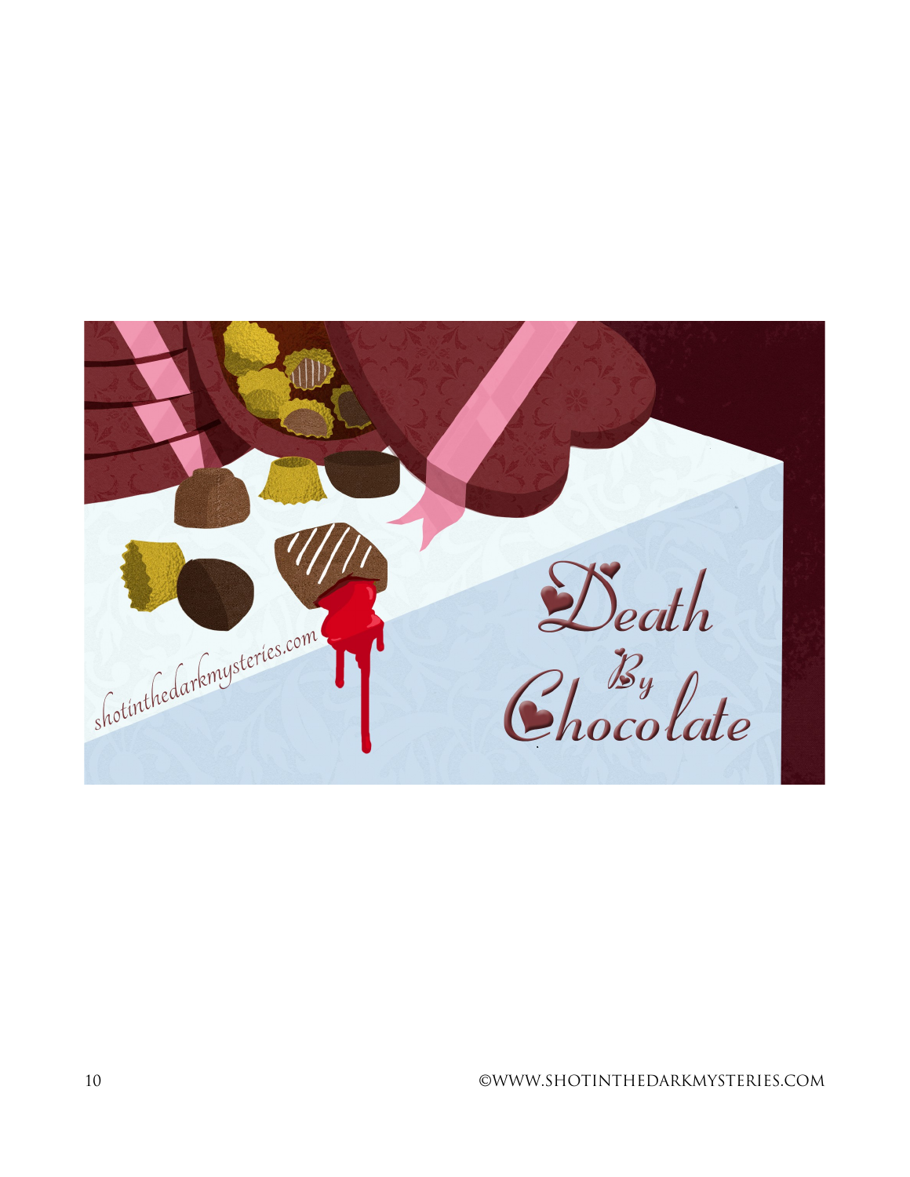# Death By Chocolate

shotinthedarkmysteries.com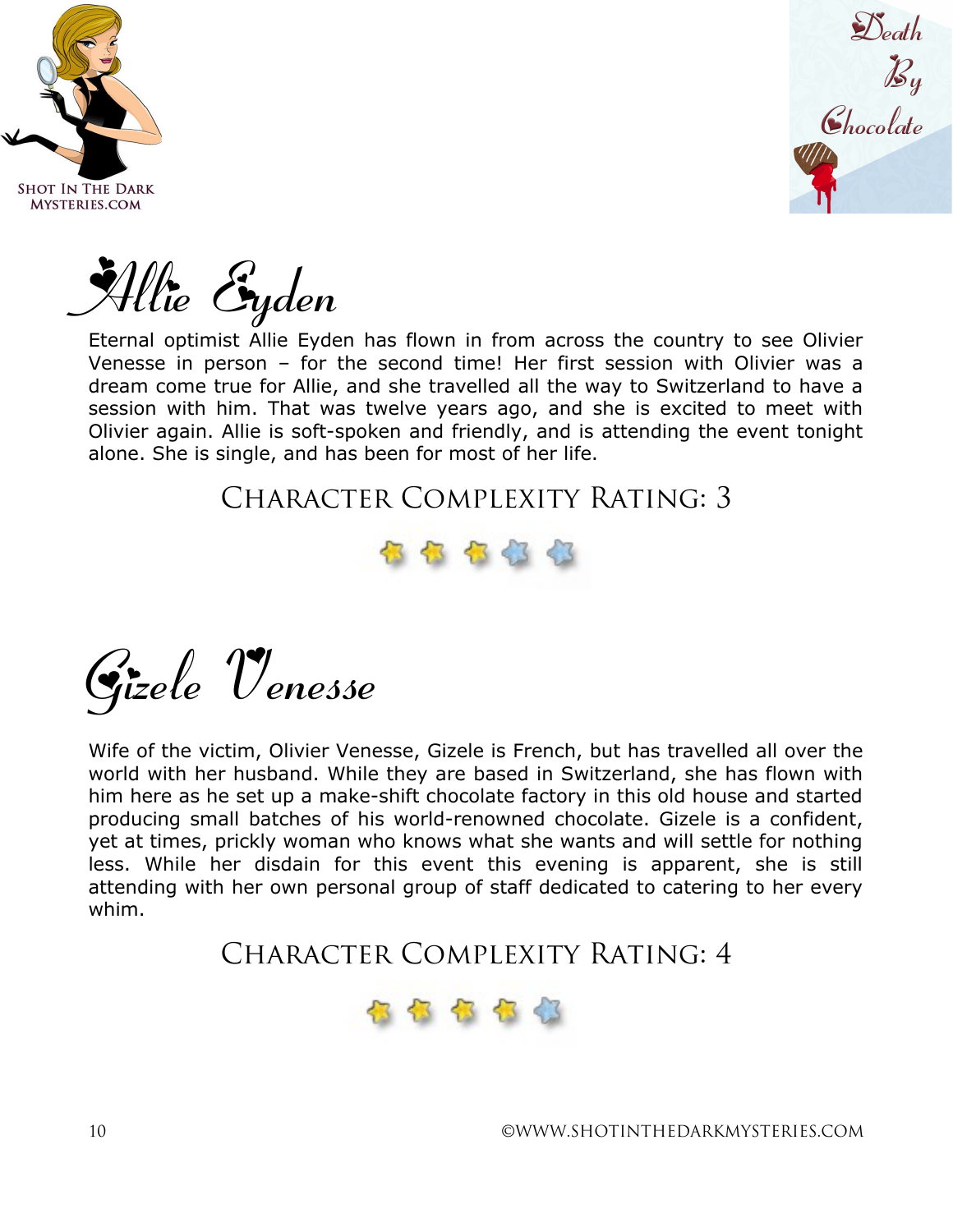# Allie Eyden

Eternal optimist Allie Eyden has flown in from across the country to see Olivier Venesse in person – for the second time! Her first session with Olivier was a dream come true for Allie, and she travelled all the way to Switzerland to have a session with him. That was twelve years ago, and she is excited to meet with Olivier again. Allie is soft-spoken and friendly, and is attending the event tonight alone. She is single, and has been for most of her life.

## Character Complexity Rating: 3

# Gizele Venesse

Wife of the victim, Olivier Venesse, Gizele is French, but has travelled all over the world with her husband. While they are based in Switzerland, she has flown with him here as he set up a make-shift chocolate factory in this old house and started producing small batches of his world-renowned chocolate. Gizele is a confident, yet at times, prickly woman who knows what she wants and will settle for nothing less. While her disdain for this event this evening is apparent, she is still attending with her own personal group of staff dedicated to catering to her every whim.

## Character Complexity Rating: 4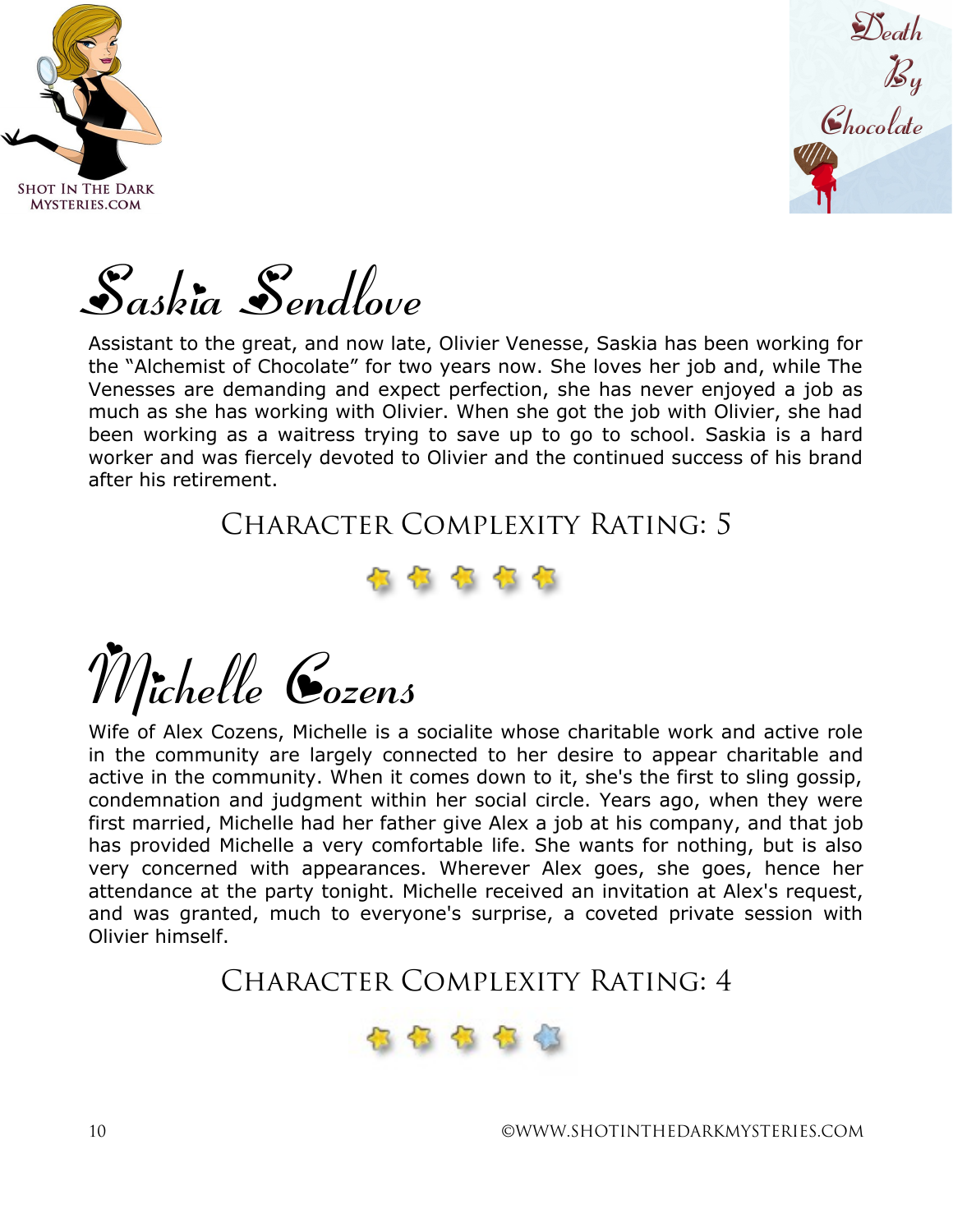## Saskia Sendlove

Assistant to the great, and now late, Olivier Venesse, Saskia has been working for the "Alchemist of Chocolate" for two years now. She loves her job and, while The Venesses are demanding and expect perfection, she has never enjoyed a job as much as she has working with Olivier. When she got the job with Olivier, she had been working as a waitress trying to save up to go to school. Saskia is a hard worker and was fiercely devoted to Olivier and the continued success of his brand after his retirement.

### Character Complexity Rating: 5

## Michelle Cozens

Wife of Alex Cozens, Michelle is a socialite whose charitable work and active role in the community are largely connected to her desire to appear charitable and active in the community. When it comes down to it, she's the first to sling gossip, condemnation and judgment within her social circle. Years ago, when they were first married, Michelle had her father give Alex a job at his company, and that job has provided Michelle a very comfortable life. She wants for nothing, but is also very concerned with appearances. Wherever Alex goes, she goes, hence her attendance at the party tonight. Michelle received an invitation at Alex's request, and was granted, much to everyone's surprise, a coveted private session with Olivier himself.

### Character Complexity Rating: 4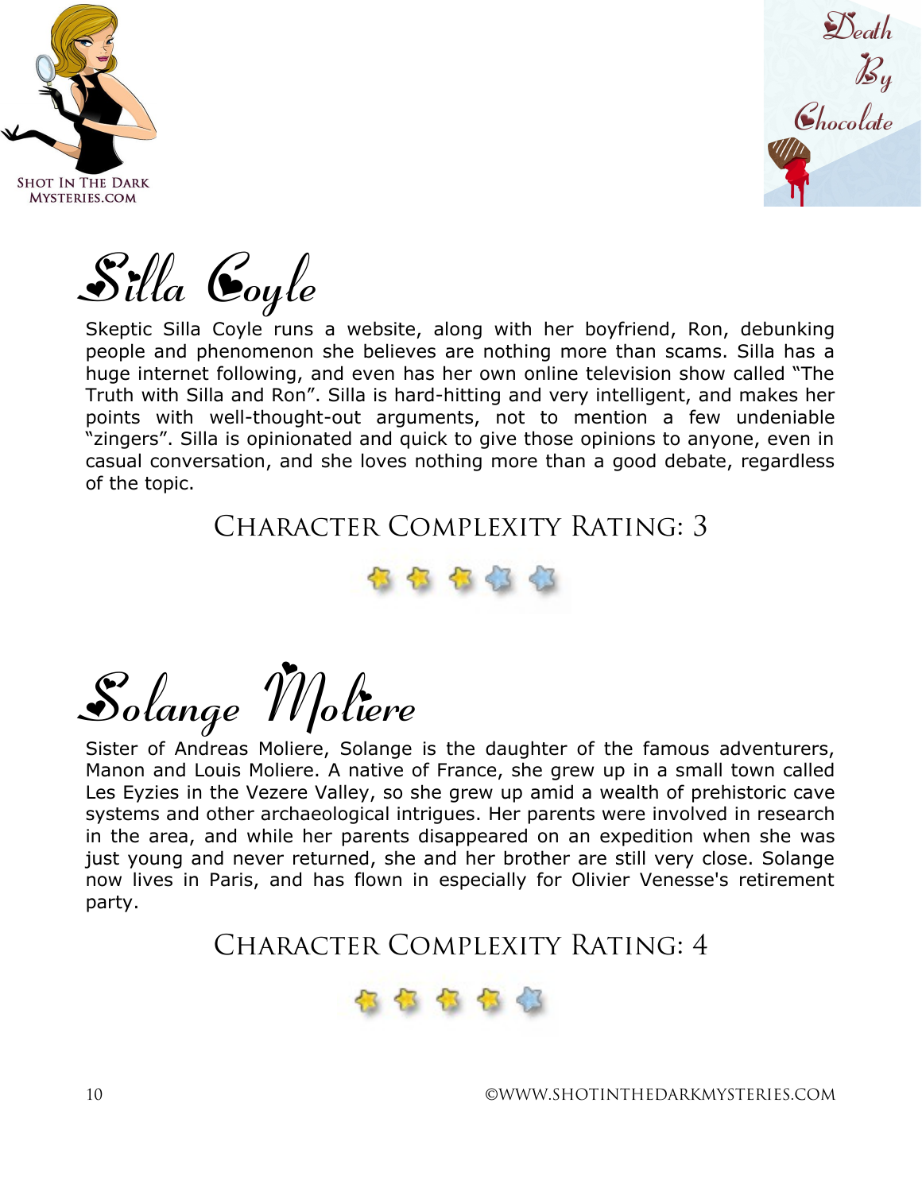## Silla Coyle

Skeptic Silla Coyle runs a website, along with her boyfriend, Ron, debunking people and phenomenon she believes are nothing more than scams. Silla has a huge internet following, and even has her own online television show called "The Truth with Silla and Ron". Silla is hard-hitting and very intelligent, and makes her points with well-thought-out arguments, not to mention a few undeniable "zingers". Silla is opinionated and quick to give those opinions to anyone, even in casual conversation, and she loves nothing more than a good debate, regardless of the topic.

### Character Complexity Rating: 3

## Solange Moliere

Sister of Andreas Moliere, Solange is the daughter of the famous adventurers, Manon and Louis Moliere. A native of France, she grew up in a small town called Les Eyzies in the Vezere Valley, so she grew up amid a wealth of prehistoric cave systems and other archaeological intrigues. Her parents were involved in research in the area, and while her parents disappeared on an expedition when she was just young and never returned, she and her brother are still very close. Solange now lives in Paris, and has flown in especially for Olivier Venesse's retirement party.

### Character Complexity Rating: 4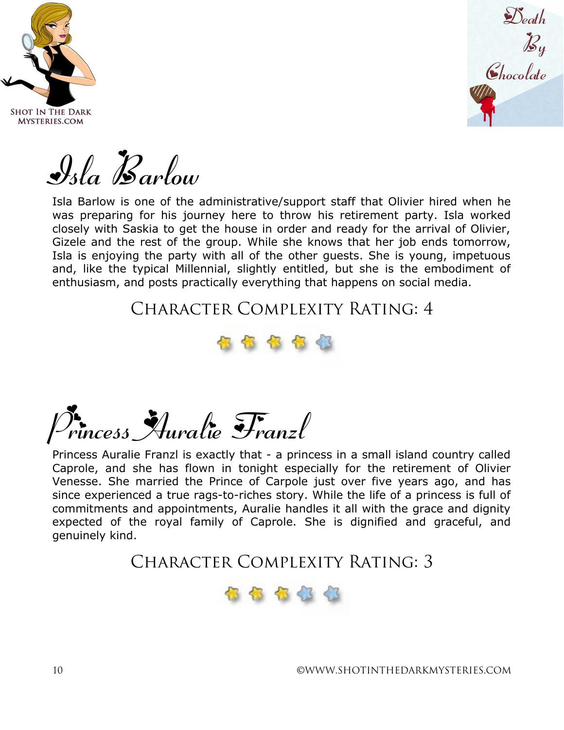# Isla Barlow

Isla Barlow is one of the administrative/support staff that Olivier hired when he was preparing for his journey here to throw his retirement party. Isla worked closely with Saskia to get the house in order and ready for the arrival of Olivier, Gizele and the rest of the group. While she knows that her job ends tomorrow, Isla is enjoying the party with all of the other guests. She is young, impetuous and, like the typical Millennial, slightly entitled, but she is the embodiment of enthusiasm, and posts practically everything that happens on social media.

## Character Complexity Rating: 4

# Princess Auralie Franzl

Princess Auralie Franzl is exactly that - a princess in a small island country called Caprole, and she has flown in tonight especially for the retirement of Olivier Venesse. She married the Prince of Carpole just over five years ago, and has since experienced a true rags-to-riches story. While the life of a princess is full of commitments and appointments, Auralie handles it all with the grace and dignity expected of the royal family of Caprole. She is dignified and graceful, and genuinely kind.

## Character Complexity Rating: 3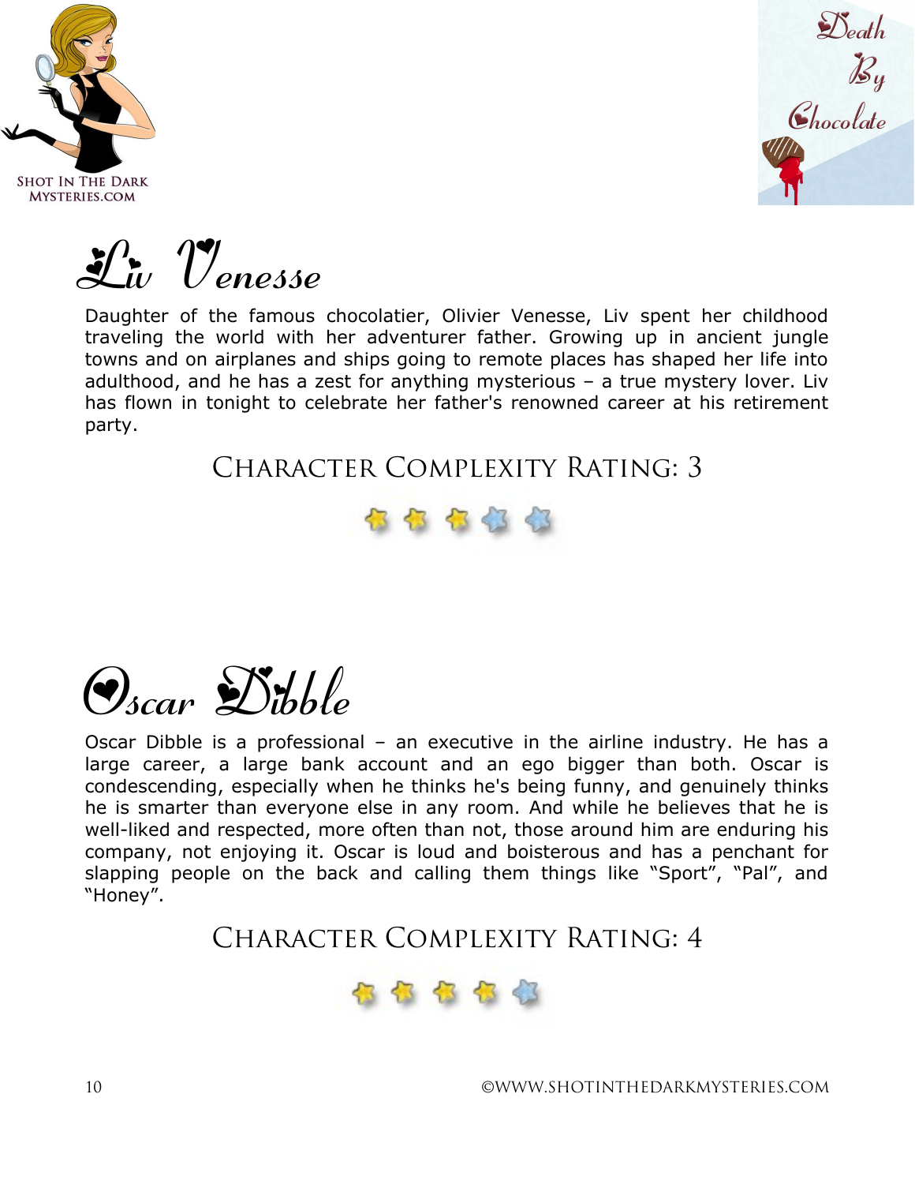# Liv Venesse

Daughter of the famous chocolatier, Olivier Venesse, Liv spent her childhood traveling the world with her adventurer father. Growing up in ancient jungle towns and on airplanes and ships going to remote places has shaped her life into adulthood, and he has a zest for anything mysterious – a true mystery lover. Liv has flown in tonight to celebrate her father's renowned career at his retirement party.

### Character Complexity Rating: 3

# Oscar Dibble

Oscar Dibble is a professional – an executive in the airline industry. He has a large career, a large bank account and an ego bigger than both. Oscar is condescending, especially when he thinks he's being funny, and genuinely thinks he is smarter than everyone else in any room. And while he believes that he is well-liked and respected, more often than not, those around him are enduring his company, not enjoying it. Oscar is loud and boisterous and has a penchant for slapping people on the back and calling them things like “Sport”, “Pal”, and “Honey”.

### Character Complexity Rating: 4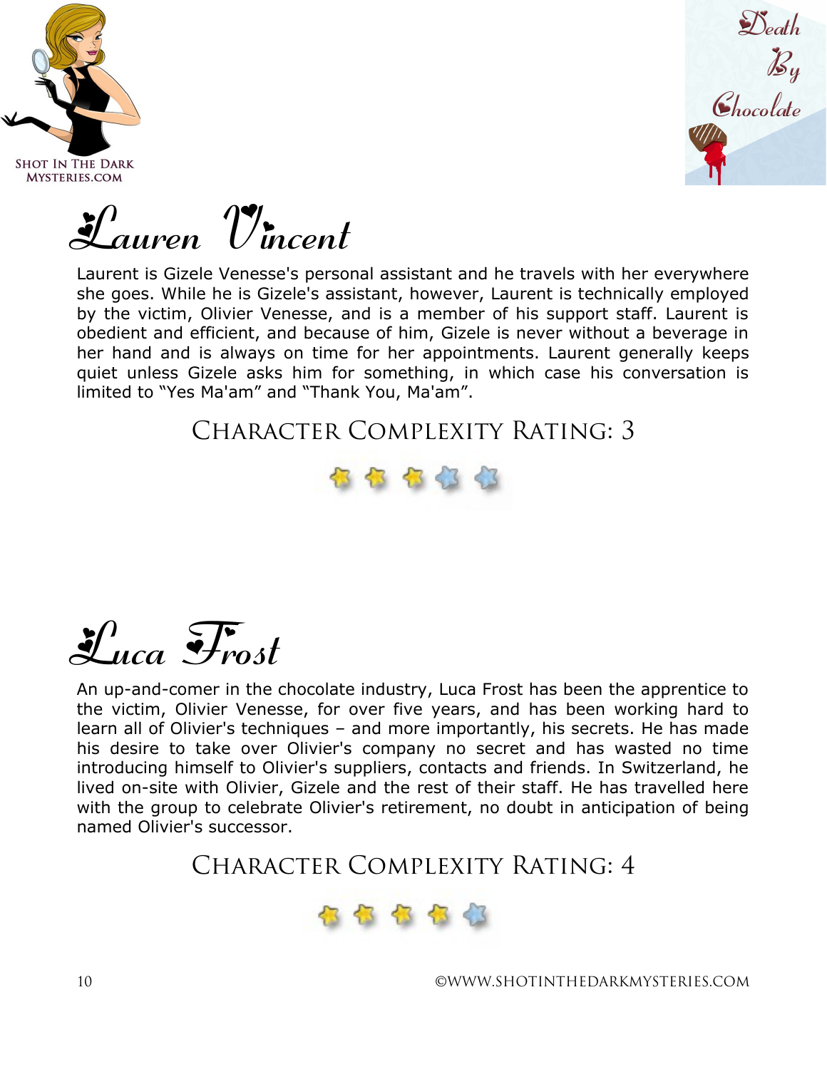# Lauren Vincent

Laurent is Gizele Venesse's personal assistant and he travels with her everywhere she goes. While he is Gizele's assistant, however, Laurent is technically employed by the victim, Olivier Venesse, and is a member of his support staff. Laurent is obedient and efficient, and because of him, Gizele is never without a beverage in her hand and is always on time for her appointments. Laurent generally keeps quiet unless Gizele asks him for something, in which case his conversation is limited to “Yes Ma'am” and “Thank You, Ma'am”.

### Character Complexity Rating: 3

# Luca Frost

An up-and-comer in the chocolate industry, Luca Frost has been the apprentice to the victim, Olivier Venesse, for over five years, and has been working hard to learn all of Olivier's techniques – and more importantly, his secrets. He has made his desire to take over Olivier's company no secret and has wasted no time introducing himself to Olivier's suppliers, contacts and friends. In Switzerland, he lived on-site with Olivier, Gizele and the rest of their staff. He has travelled here with the group to celebrate Olivier's retirement, no doubt in anticipation of being named Olivier's successor.

### Character Complexity Rating: 4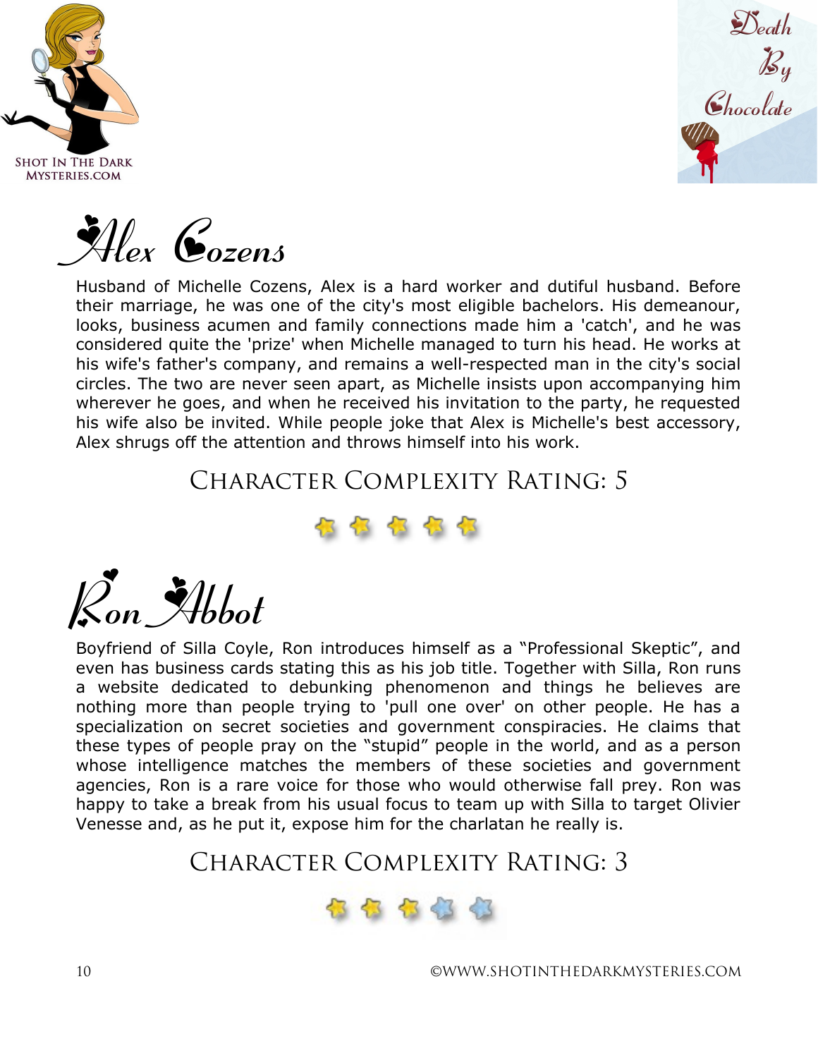# Alex Cozens

Husband of Michelle Cozens, Alex is a hard worker and dutiful husband. Before their marriage, he was one of the city's most eligible bachelors. His demeanour, looks, business acumen and family connections made him a 'catch', and he was considered quite the 'prize' when Michelle managed to turn his head. He works at his wife's father's company, and remains a well-respected man in the city's social circles. The two are never seen apart, as Michelle insists upon accompanying him wherever he goes, and when he received his invitation to the party, he requested his wife also be invited. While people joke that Alex is Michelle's best accessory, Alex shrugs off the attention and throws himself into his work.

## Character Complexity Rating: 5

# Ron Abbot

Boyfriend of Silla Coyle, Ron introduces himself as a "Professional Skeptic", and even has business cards stating this as his job title. Together with Silla, Ron runs a website dedicated to debunking phenomenon and things he believes are nothing more than people trying to 'pull one over' on other people. He has a specialization on secret societies and government conspiracies. He claims that these types of people pray on the "stupid" people in the world, and as a person whose intelligence matches the members of these societies and government agencies, Ron is a rare voice for those who would otherwise fall prey. Ron was happy to take a break from his usual focus to team up with Silla to target Olivier Venesse and, as he put it, expose him for the charlatan he really is.

## Character Complexity Rating: 3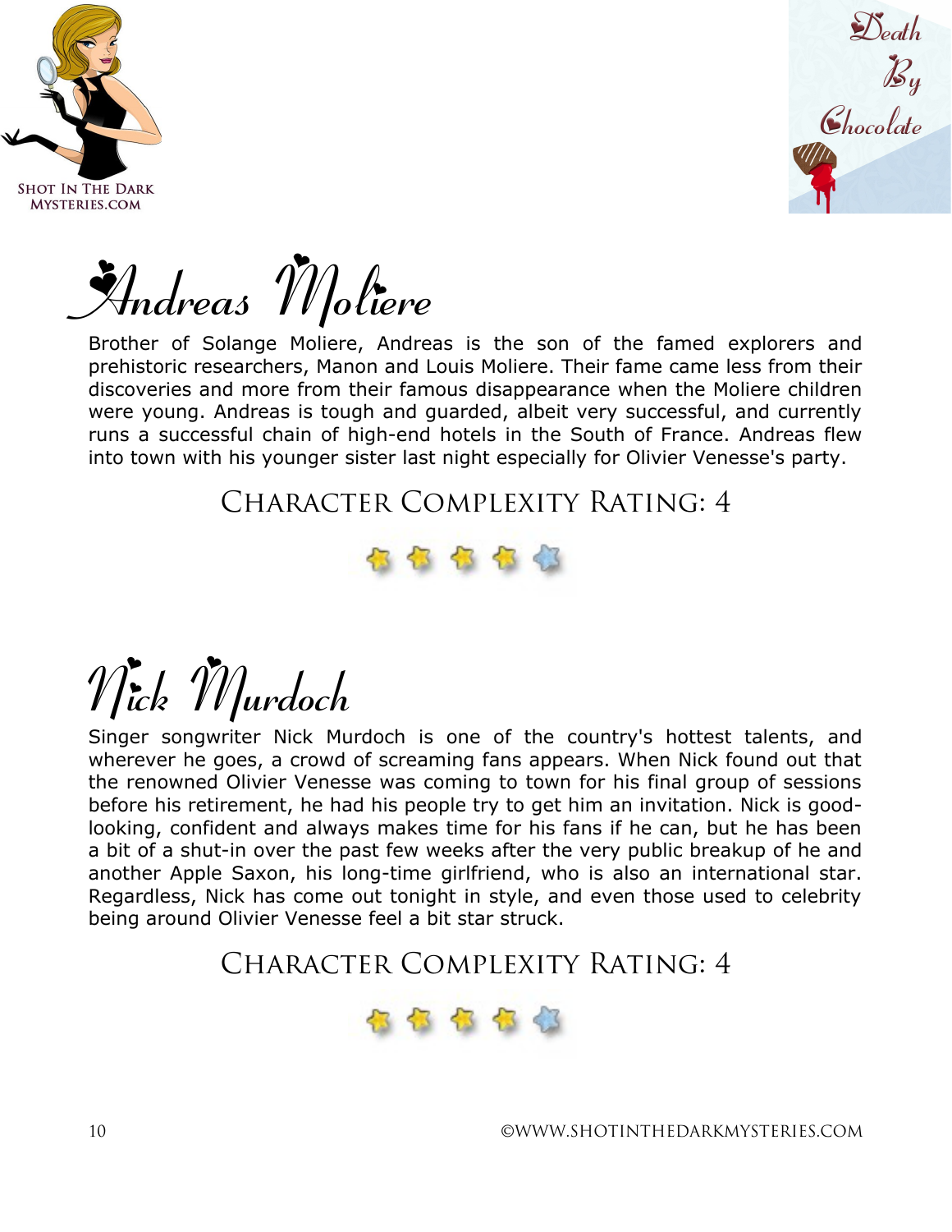# Andreas Moliere

Brother of Solange Moliere, Andreas is the son of the famed explorers and prehistoric researchers, Manon and Louis Moliere. Their fame came less from their discoveries and more from their famous disappearance when the Moliere children were young. Andreas is tough and guarded, albeit very successful, and currently runs a successful chain of high-end hotels in the South of France. Andreas flew into town with his younger sister last night especially for Olivier Venesse's party.

## Character Complexity Rating: 4

# Nick Murdoch

Singer songwriter Nick Murdoch is one of the country's hottest talents, and wherever he goes, a crowd of screaming fans appears. When Nick found out that the renowned Olivier Venesse was coming to town for his final group of sessions before his retirement, he had his people try to get him an invitation. Nick is good-looking, confident and always makes time for his fans if he can, but he has been a bit of a shut-in over the past few weeks after the very public breakup of he and another Apple Saxon, his long-time girlfriend, who is also an international star. Regardless, Nick has come out tonight in style, and even those used to celebrity being around Olivier Venesse feel a bit star struck.

## Character Complexity Rating: 4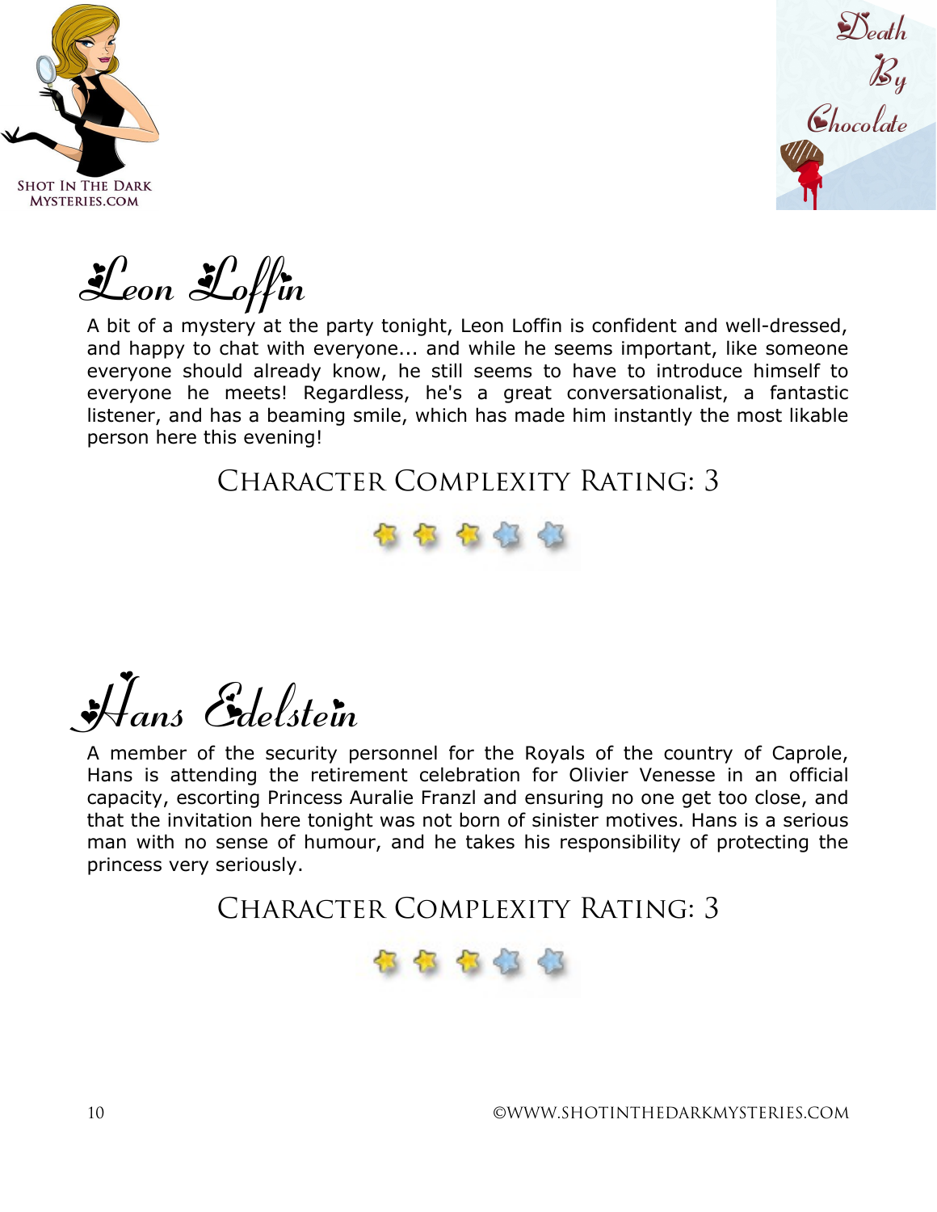# Leon Loffin

A bit of a mystery at the party tonight, Leon Loffin is confident and well-dressed, and happy to chat with everyone... and while he seems important, like someone everyone should already know, he still seems to have to introduce himself to everyone he meets! Regardless, he's a great conversationalist, a fantastic listener, and has a beaming smile, which has made him instantly the most likable person here this evening!

## Character Complexity Rating: 3

# Hans Edelstein

A member of the security personnel for the Royals of the country of Caprole, Hans is attending the retirement celebration for Olivier Venesse in an official capacity, escorting Princess Auralie Franzl and ensuring no one get too close, and that the invitation here tonight was not born of sinister motives. Hans is a serious man with no sense of humour, and he takes his responsibility of protecting the princess very seriously.

## Character Complexity Rating: 3